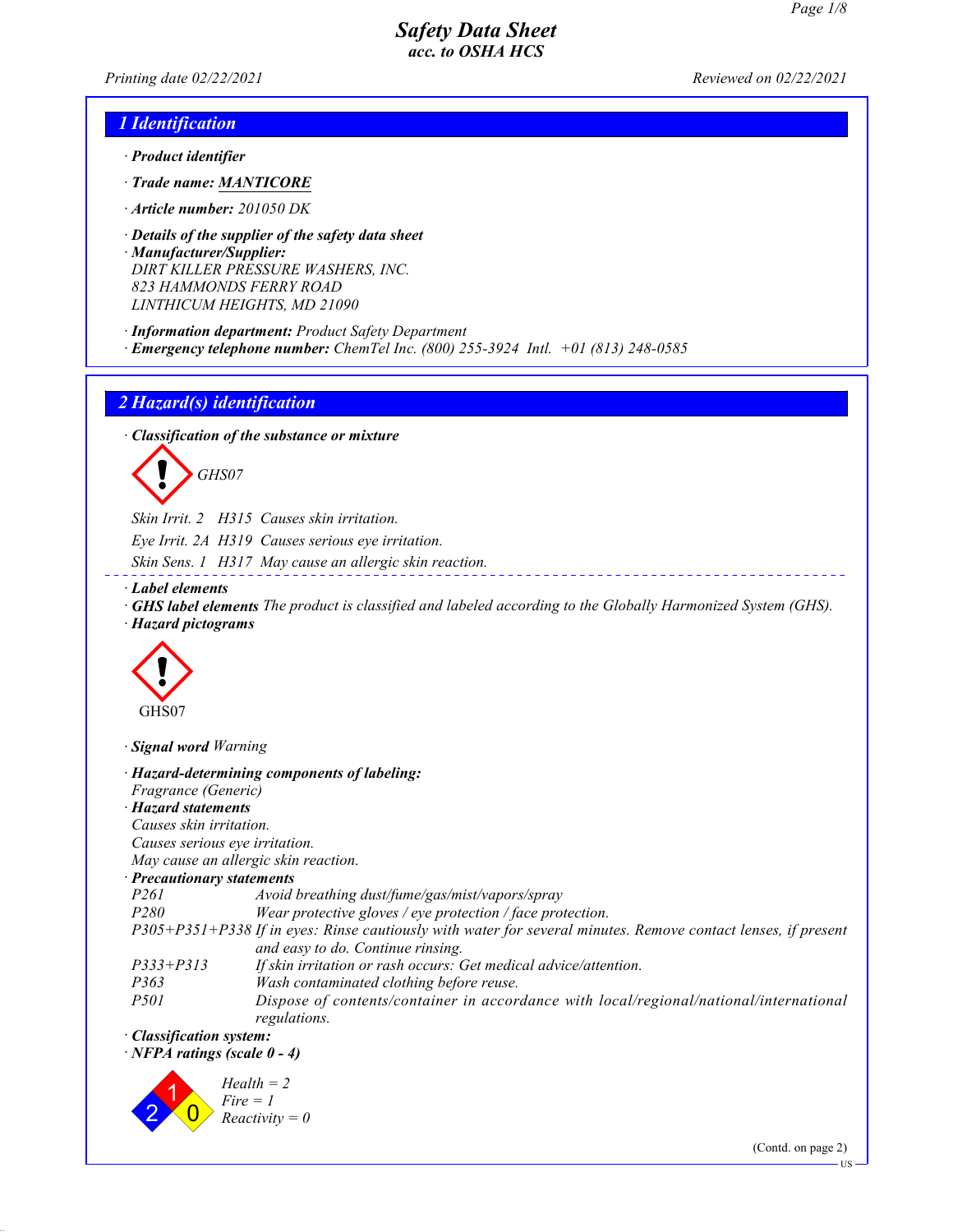# Safety Data Sheet
## acc. to OSHA HCS

Printing date 02/22/2021 Reviewed on 02/22/2021

## 1 Identification

· **Product identifier**

· **Trade name: MANTICORE**

· **Article number:** 201050 DK

· **Details of the supplier of the safety data sheet**
· **Manufacturer/Supplier:**
DIRT KILLER PRESSURE WASHERS, INC.
823 HAMMONDS FERRY ROAD
LINTHICUM HEIGHTS, MD 21090

· **Information department:** Product Safety Department
· **Emergency telephone number:** ChemTel Inc. (800) 255-3924 Intl. +01 (813) 248-0585

## 2 Hazard(s) identification

· **Classification of the substance or mixture**

GHS07

Skin Irrit. 2 H315 Causes skin irritation.

Eye Irrit. 2A H319 Causes serious eye irritation.

Skin Sens. 1 H317 May cause an allergic skin reaction.

· **Label elements**
· **GHS label elements** The product is classified and labeled according to the Globally Harmonized System (GHS).
· **Hazard pictograms**

GHS07

· **Signal word** Warning

· **Hazard-determining components of labeling:**
Fragrance (Generic)
· **Hazard statements**
Causes skin irritation.
Causes serious eye irritation.
May cause an allergic skin reaction.
· **Precautionary statements**

| | |
|---|---|
| P261 | Avoid breathing dust/fume/gas/mist/vapors/spray |
| P280 | Wear protective gloves / eye protection / face protection. |
| P305+P351+P338 | If in eyes: Rinse cautiously with water for several minutes. Remove contact lenses, if present and easy to do. Continue rinsing. |
| P333+P313 | If skin irritation or rash occurs: Get medical advice/attention. |
| P363 | Wash contaminated clothing before reuse. |
| P501 | Dispose of contents/container in accordance with local/regional/national/international regulations. |

· **Classification system:**
· **NFPA ratings (scale 0 - 4)**

Health = 2
Fire = 1
Reactivity = 0

(Contd. on page 2)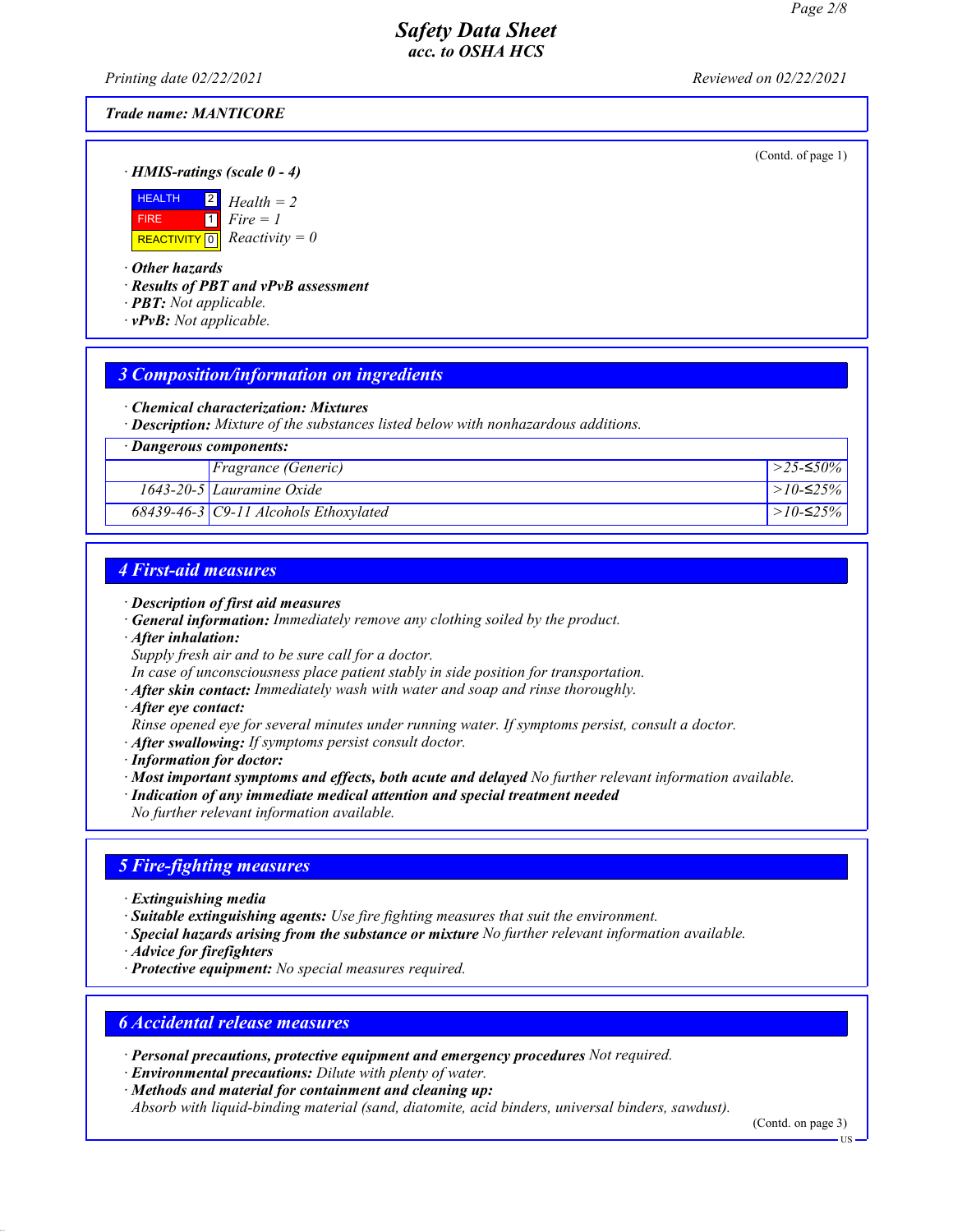# Safety Data Sheet
*acc. to OSHA HCS*

Printing date 02/22/2021 Reviewed on 02/22/2021

**Trade name: MANTICORE**

(Contd. of page 1)

· **HMIS-ratings (scale 0 - 4)**

| | | |
|---|---|---|
| HEALTH | 2 | Health = 2 |
| FIRE | 1 | Fire = 1 |
| REACTIVITY | 0 | Reactivity = 0 |

· **Other hazards**
· **Results of PBT and vPvB assessment**
· **PBT:** Not applicable.
· **vPvB:** Not applicable.

## 3 Composition/information on ingredients

· **Chemical characterization: Mixtures**
· **Description:** Mixture of the substances listed below with nonhazardous additions.

| · Dangerous components: | | |
|---|---|---|
| | Fragrance (Generic) | >25-≤50% |
| 1643-20-5 | Lauramine Oxide | >10-≤25% |
| 68439-46-3 | C9-11 Alcohols Ethoxylated | >10-≤25% |

## 4 First-aid measures

· **Description of first aid measures**
· **General information:** Immediately remove any clothing soiled by the product.
· **After inhalation:**
Supply fresh air and to be sure call for a doctor.
In case of unconsciousness place patient stably in side position for transportation.
· **After skin contact:** Immediately wash with water and soap and rinse thoroughly.
· **After eye contact:**
Rinse opened eye for several minutes under running water. If symptoms persist, consult a doctor.
· **After swallowing:** If symptoms persist consult doctor.
· **Information for doctor:**
· **Most important symptoms and effects, both acute and delayed** No further relevant information available.
· **Indication of any immediate medical attention and special treatment needed**
No further relevant information available.

## 5 Fire-fighting measures

· **Extinguishing media**
· **Suitable extinguishing agents:** Use fire fighting measures that suit the environment.
· **Special hazards arising from the substance or mixture** No further relevant information available.
· **Advice for firefighters**
· **Protective equipment:** No special measures required.

## 6 Accidental release measures

· **Personal precautions, protective equipment and emergency procedures** Not required.
· **Environmental precautions:** Dilute with plenty of water.
· **Methods and material for containment and cleaning up:**
Absorb with liquid-binding material (sand, diatomite, acid binders, universal binders, sawdust).

(Contd. on page 3)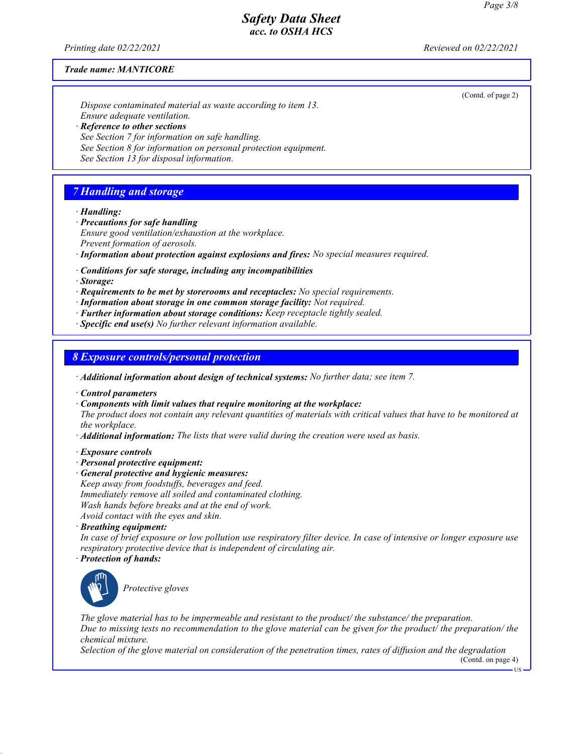*Trade name: MANTICORE*

(Contd. of page 2)

Dispose contaminated material as waste according to item 13.
Ensure adequate ventilation.

· **Reference to other sections**
See Section 7 for information on safe handling.
See Section 8 for information on personal protection equipment.
See Section 13 for disposal information.

## 7 Handling and storage

· **Handling:**
· **Precautions for safe handling**
Ensure good ventilation/exhaustion at the workplace.
Prevent formation of aerosols.
· **Information about protection against explosions and fires:** No special measures required.

· **Conditions for safe storage, including any incompatibilities**
· **Storage:**
· **Requirements to be met by storerooms and receptacles:** No special requirements.
· **Information about storage in one common storage facility:** Not required.
· **Further information about storage conditions:** Keep receptacle tightly sealed.
· **Specific end use(s)** No further relevant information available.

## 8 Exposure controls/personal protection

· **Additional information about design of technical systems:** No further data; see item 7.

· **Control parameters**
· **Components with limit values that require monitoring at the workplace:**
The product does not contain any relevant quantities of materials with critical values that have to be monitored at the workplace.
· **Additional information:** The lists that were valid during the creation were used as basis.

· **Exposure controls**
· **Personal protective equipment:**
· **General protective and hygienic measures:**
Keep away from foodstuffs, beverages and feed.
Immediately remove all soiled and contaminated clothing.
Wash hands before breaks and at the end of work.
Avoid contact with the eyes and skin.
· **Breathing equipment:**
In case of brief exposure or low pollution use respiratory filter device. In case of intensive or longer exposure use respiratory protective device that is independent of circulating air.
· **Protection of hands:**

Protective gloves

The glove material has to be impermeable and resistant to the product/ the substance/ the preparation.
Due to missing tests no recommendation to the glove material can be given for the product/ the preparation/ the chemical mixture.
Selection of the glove material on consideration of the penetration times, rates of diffusion and the degradation

(Contd. on page 4)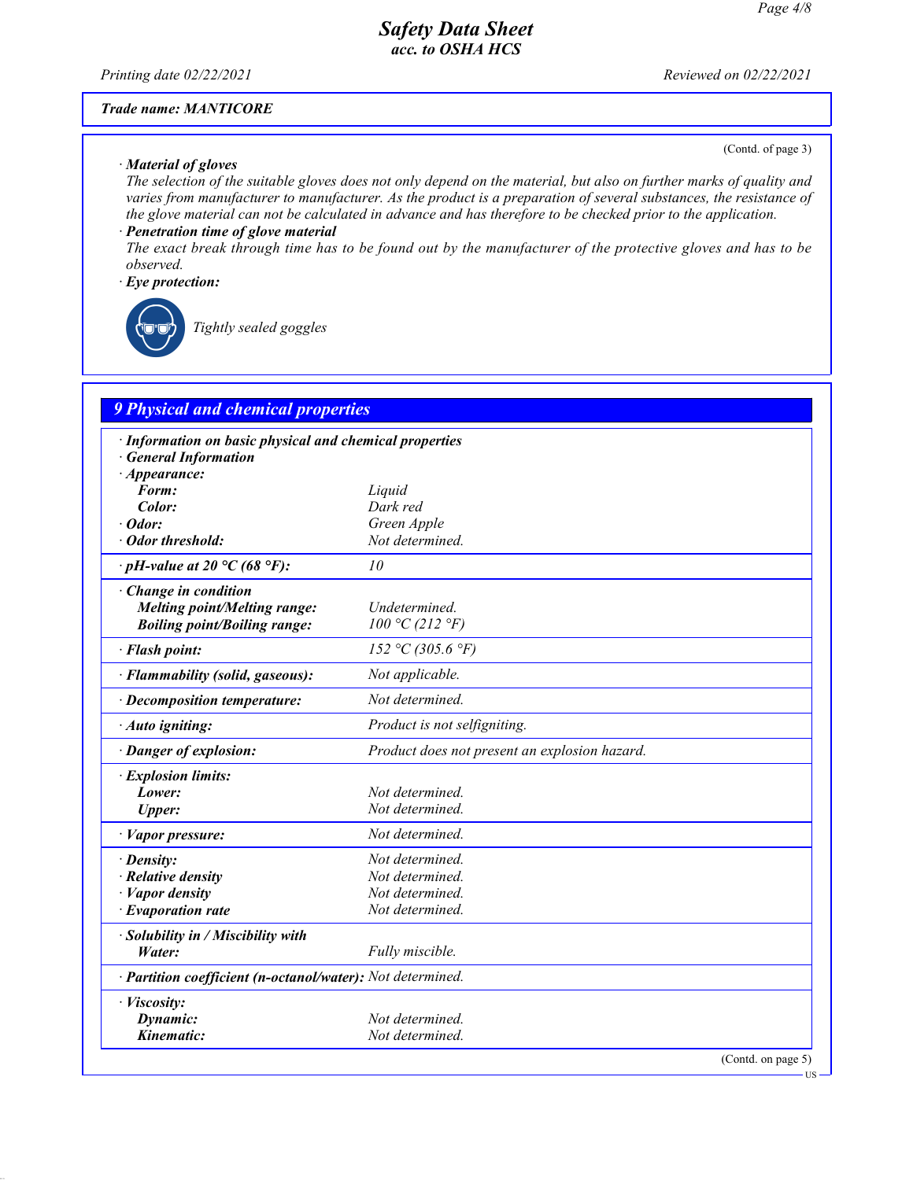**Trade name: MANTICORE**

(Contd. of page 3)

· **Material of gloves**
The selection of the suitable gloves does not only depend on the material, but also on further marks of quality and varies from manufacturer to manufacturer. As the product is a preparation of several substances, the resistance of the glove material can not be calculated in advance and has therefore to be checked prior to the application.

· **Penetration time of glove material**
The exact break through time has to be found out by the manufacturer of the protective gloves and has to be observed.

· **Eye protection:**

Tightly sealed goggles

## 9 Physical and chemical properties

| | |
|---|---|
| · **Information on basic physical and chemical properties** | |
| · **General Information** | |
| · **Appearance:** | |
| **Form:** | Liquid |
| **Color:** | Dark red |
| · **Odor:** | Green Apple |
| · **Odor threshold:** | Not determined. |
| · **pH-value at 20 °C (68 °F):** | 10 |
| · **Change in condition** | |
| **Melting point/Melting range:** | Undetermined. |
| **Boiling point/Boiling range:** | 100 °C (212 °F) |
| · **Flash point:** | 152 °C (305.6 °F) |
| · **Flammability (solid, gaseous):** | Not applicable. |
| · **Decomposition temperature:** | Not determined. |
| · **Auto igniting:** | Product is not selfigniting. |
| · **Danger of explosion:** | Product does not present an explosion hazard. |
| · **Explosion limits:** | |
| **Lower:** | Not determined. |
| **Upper:** | Not determined. |
| · **Vapor pressure:** | Not determined. |
| · **Density:** | Not determined. |
| · **Relative density** | Not determined. |
| · **Vapor density** | Not determined. |
| · **Evaporation rate** | Not determined. |
| · **Solubility in / Miscibility with** | |
| **Water:** | Fully miscible. |
| · **Partition coefficient (n-octanol/water):** | Not determined. |
| · **Viscosity:** | |
| **Dynamic:** | Not determined. |
| **Kinematic:** | Not determined. |

(Contd. on page 5)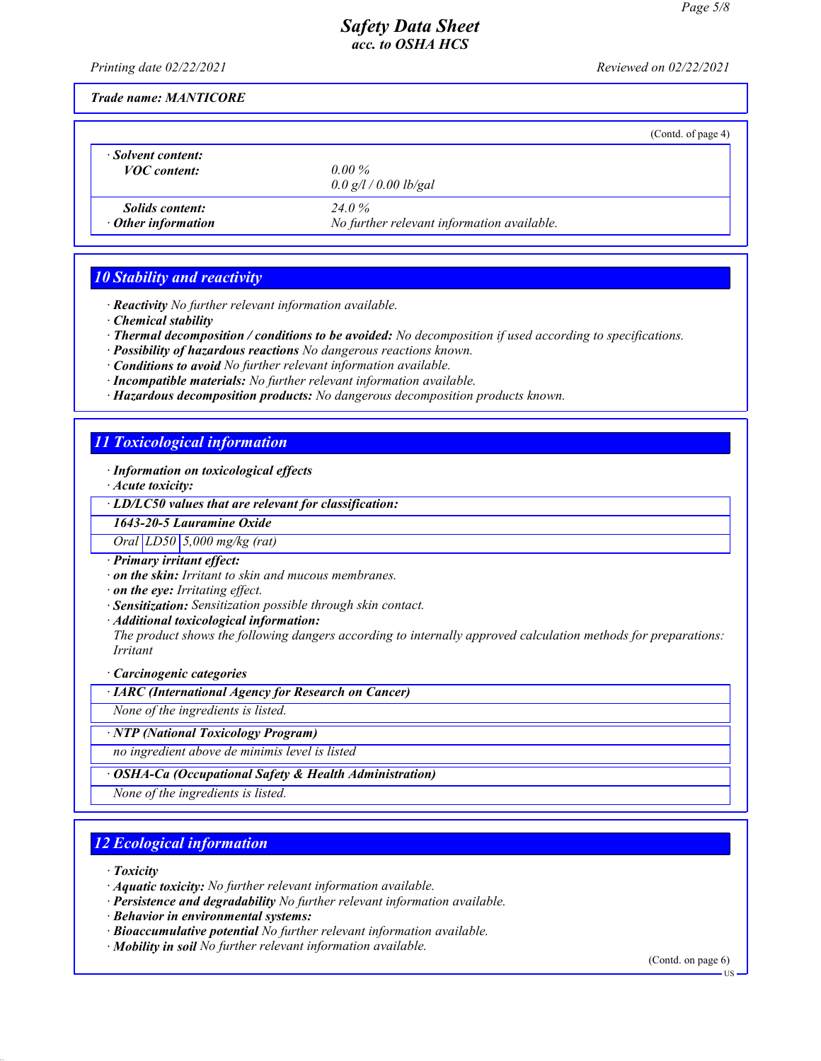**Trade name: MANTICORE**

(Contd. of page 4)

| | |
|---|---|
| · **Solvent content:** | |
| **VOC content:** | 0.00 % |
| | 0.0 g/l / 0.00 lb/gal |
| **Solids content:** | 24.0 % |
| · **Other information** | No further relevant information available. |

## 10 Stability and reactivity

· **Reactivity** No further relevant information available.
· **Chemical stability**
· **Thermal decomposition / conditions to be avoided:** No decomposition if used according to specifications.
· **Possibility of hazardous reactions** No dangerous reactions known.
· **Conditions to avoid** No further relevant information available.
· **Incompatible materials:** No further relevant information available.
· **Hazardous decomposition products:** No dangerous decomposition products known.

## 11 Toxicological information

· **Information on toxicological effects**
· **Acute toxicity:**

| · LD/LC50 values that are relevant for classification: | | |
|---|---|---|
| **1643-20-5 Lauramine Oxide** | | |
| Oral | LD50 | 5,000 mg/kg (rat) |

· **Primary irritant effect:**
· **on the skin:** Irritant to skin and mucous membranes.
· **on the eye:** Irritating effect.
· **Sensitization:** Sensitization possible through skin contact.
· **Additional toxicological information:**
The product shows the following dangers according to internally approved calculation methods for preparations: Irritant

· **Carcinogenic categories**

| · IARC (International Agency for Research on Cancer) |
|---|
| None of the ingredients is listed. |

| · NTP (National Toxicology Program) |
|---|
| no ingredient above de minimis level is listed |

| · OSHA-Ca (Occupational Safety & Health Administration) |
|---|
| None of the ingredients is listed. |

## 12 Ecological information

· **Toxicity**
· **Aquatic toxicity:** No further relevant information available.
· **Persistence and degradability** No further relevant information available.
· **Behavior in environmental systems:**
· **Bioaccumulative potential** No further relevant information available.
· **Mobility in soil** No further relevant information available.

(Contd. on page 6)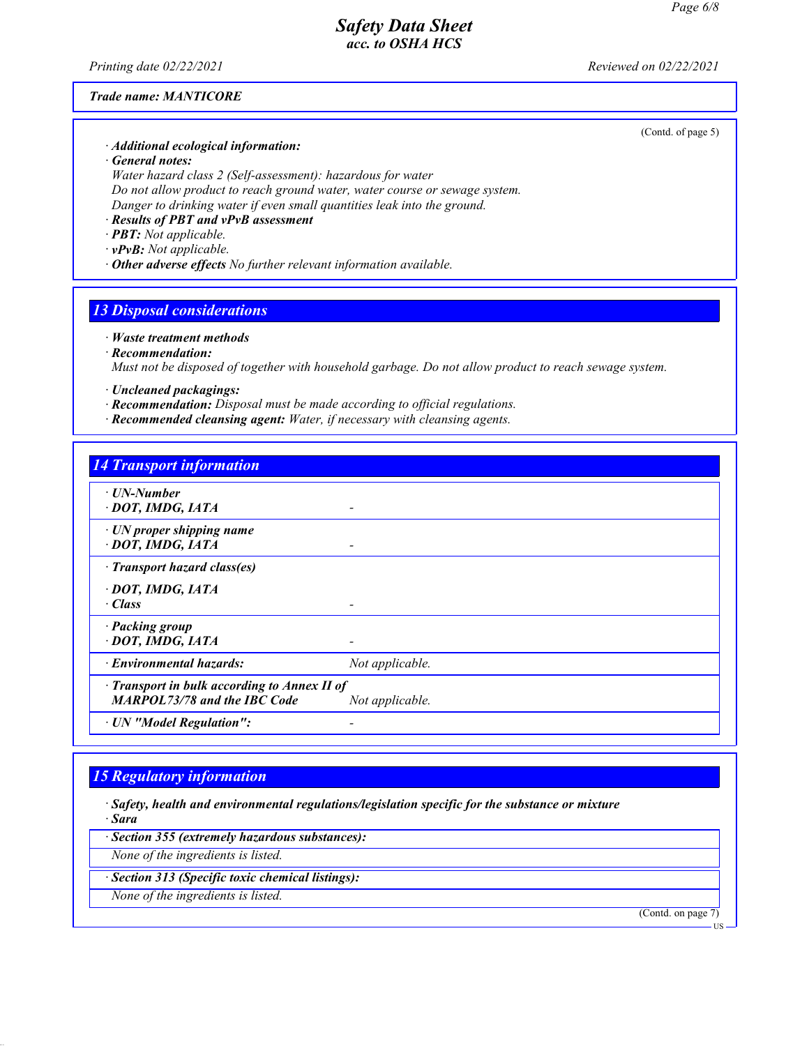**Trade name: MANTICORE**

(Contd. of page 5)

· **Additional ecological information:**
· **General notes:**
Water hazard class 2 (Self-assessment): hazardous for water
Do not allow product to reach ground water, water course or sewage system.
Danger to drinking water if even small quantities leak into the ground.
· **Results of PBT and vPvB assessment**
· **PBT:** Not applicable.
· **vPvB:** Not applicable.
· **Other adverse effects** No further relevant information available.

## 13 Disposal considerations

· **Waste treatment methods**
· **Recommendation:**
Must not be disposed of together with household garbage. Do not allow product to reach sewage system.

· **Uncleaned packagings:**
· **Recommendation:** Disposal must be made according to official regulations.
· **Recommended cleansing agent:** Water, if necessary with cleansing agents.

## 14 Transport information

| | |
|---|---|
| · **UN-Number**<br>· **DOT, IMDG, IATA** | - |
| · **UN proper shipping name**<br>· **DOT, IMDG, IATA** | - |
| · **Transport hazard class(es)**<br>· **DOT, IMDG, IATA**<br>· **Class** | - |
| · **Packing group**<br>· **DOT, IMDG, IATA** | - |
| · **Environmental hazards:** | Not applicable. |
| · **Transport in bulk according to Annex II of MARPOL73/78 and the IBC Code** | Not applicable. |
| · **UN "Model Regulation":** | - |

## 15 Regulatory information

· **Safety, health and environmental regulations/legislation specific for the substance or mixture**
· **Sara**

· **Section 355 (extremely hazardous substances):**
None of the ingredients is listed.

· **Section 313 (Specific toxic chemical listings):**
None of the ingredients is listed.

(Contd. on page 7)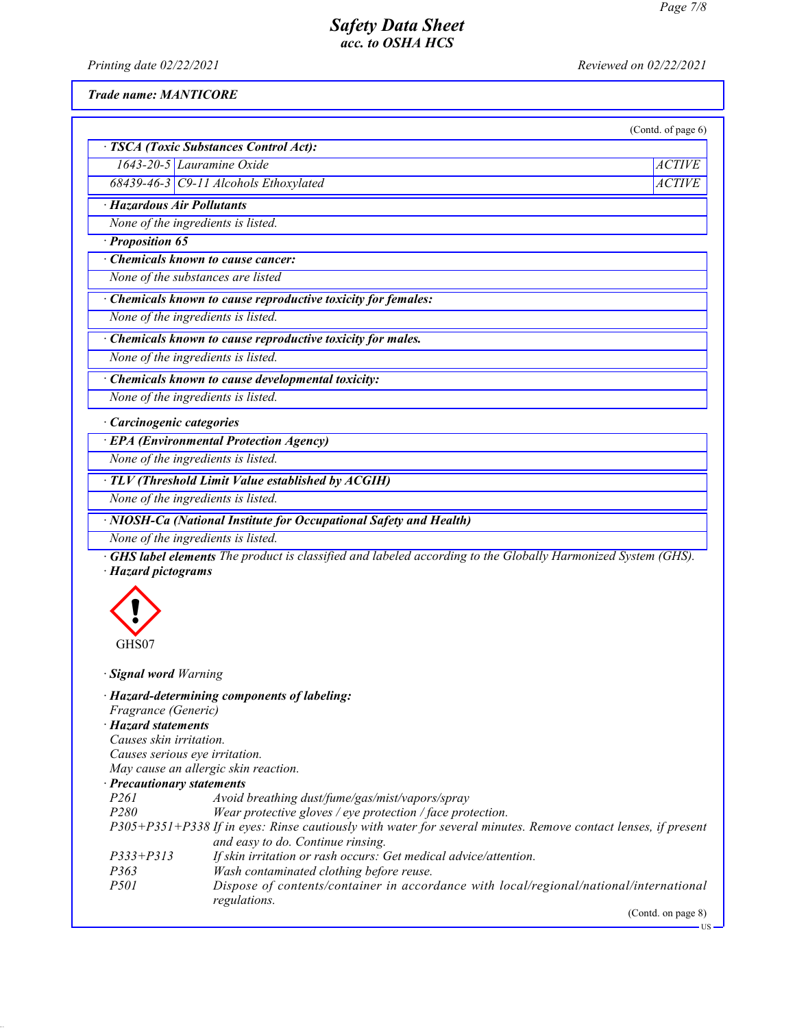*Printing date 02/22/2021* *Reviewed on 02/22/2021*

**Trade name: MANTICORE**

(Contd. of page 6)

**· TSCA (Toxic Substances Control Act):**

| | | |
|---|---|---|
| 1643-20-5 | Lauramine Oxide | ACTIVE |
| 68439-46-3 | C9-11 Alcohols Ethoxylated | ACTIVE |

**· Hazardous Air Pollutants**

None of the ingredients is listed.

**· Proposition 65**

**· Chemicals known to cause cancer:**

None of the substances are listed

**· Chemicals known to cause reproductive toxicity for females:**

None of the ingredients is listed.

**· Chemicals known to cause reproductive toxicity for males.**

None of the ingredients is listed.

**· Chemicals known to cause developmental toxicity:**

None of the ingredients is listed.

**· Carcinogenic categories**

**· EPA (Environmental Protection Agency)**

None of the ingredients is listed.

**· TLV (Threshold Limit Value established by ACGIH)**

None of the ingredients is listed.

**· NIOSH-Ca (National Institute for Occupational Safety and Health)**

None of the ingredients is listed.

**· GHS label elements** The product is classified and labeled according to the Globally Harmonized System (GHS).

**· Hazard pictograms**

GHS07

**· Signal word** Warning

**· Hazard-determining components of labeling:**

Fragrance (Generic)

**· Hazard statements**

Causes skin irritation.
Causes serious eye irritation.
May cause an allergic skin reaction.

**· Precautionary statements**

| | |
|---|---|
| P261 | Avoid breathing dust/fume/gas/mist/vapors/spray |
| P280 | Wear protective gloves / eye protection / face protection. |
| P305+P351+P338 | If in eyes: Rinse cautiously with water for several minutes. Remove contact lenses, if present and easy to do. Continue rinsing. |
| P333+P313 | If skin irritation or rash occurs: Get medical advice/attention. |
| P363 | Wash contaminated clothing before reuse. |
| P501 | Dispose of contents/container in accordance with local/regional/national/international regulations. |

(Contd. on page 8)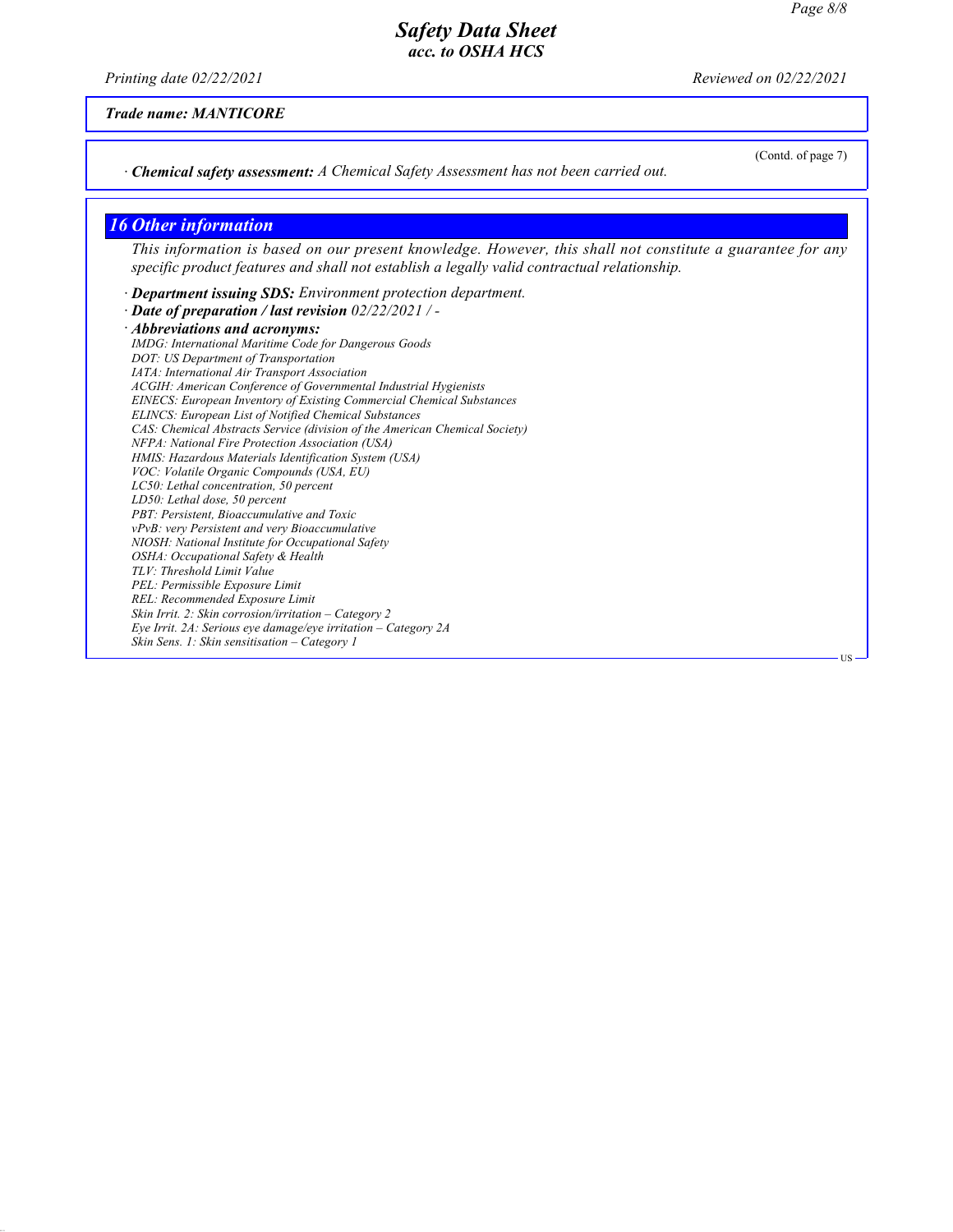*Trade name: MANTICORE*

(Contd. of page 7)

· ***Chemical safety assessment:*** *A Chemical Safety Assessment has not been carried out.*

## *16 Other information*

*This information is based on our present knowledge. However, this shall not constitute a guarantee for any specific product features and shall not establish a legally valid contractual relationship.*

· ***Department issuing SDS:*** *Environment protection department.*
· ***Date of preparation / last revision*** *02/22/2021 / -*
· ***Abbreviations and acronyms:***
*IMDG: International Maritime Code for Dangerous Goods*
*DOT: US Department of Transportation*
*IATA: International Air Transport Association*
*ACGIH: American Conference of Governmental Industrial Hygienists*
*EINECS: European Inventory of Existing Commercial Chemical Substances*
*ELINCS: European List of Notified Chemical Substances*
*CAS: Chemical Abstracts Service (division of the American Chemical Society)*
*NFPA: National Fire Protection Association (USA)*
*HMIS: Hazardous Materials Identification System (USA)*
*VOC: Volatile Organic Compounds (USA, EU)*
*LC50: Lethal concentration, 50 percent*
*LD50: Lethal dose, 50 percent*
*PBT: Persistent, Bioaccumulative and Toxic*
*vPvB: very Persistent and very Bioaccumulative*
*NIOSH: National Institute for Occupational Safety*
*OSHA: Occupational Safety & Health*
*TLV: Threshold Limit Value*
*PEL: Permissible Exposure Limit*
*REL: Recommended Exposure Limit*
*Skin Irrit. 2: Skin corrosion/irritation – Category 2*
*Eye Irrit. 2A: Serious eye damage/eye irritation – Category 2A*
*Skin Sens. 1: Skin sensitisation – Category 1*

US